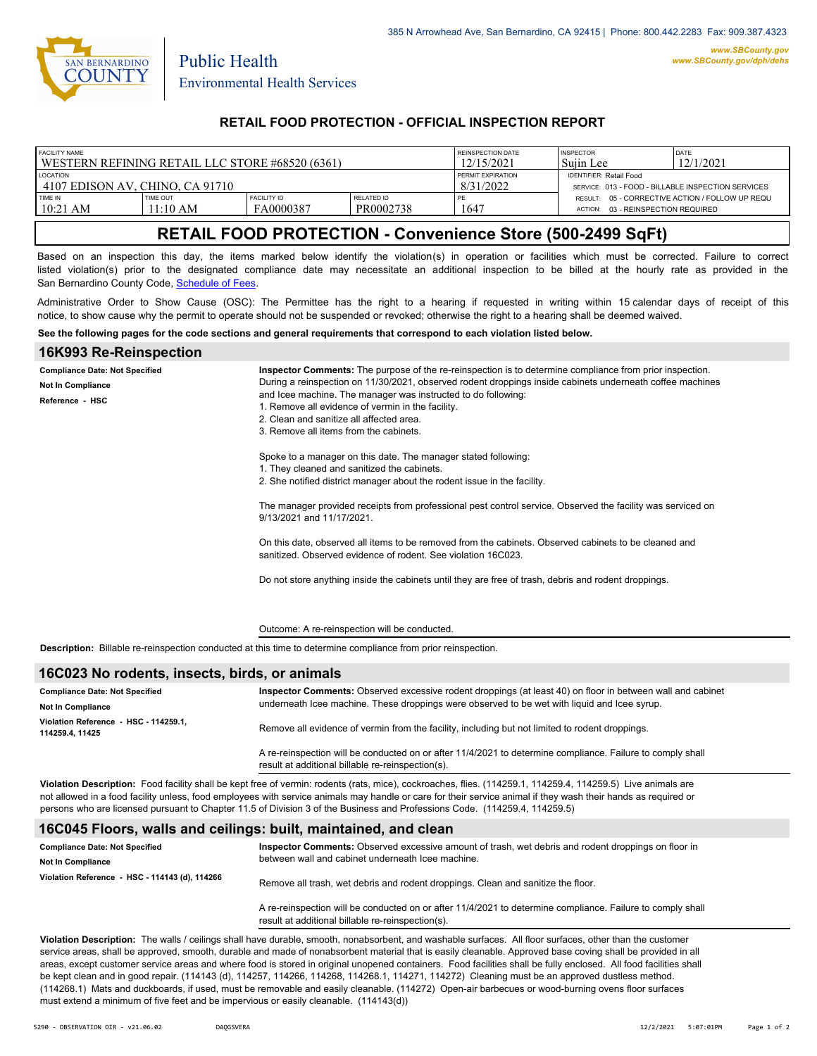385 N Arrowhead Ave, San Bernardino, CA 92415 | Phone: 800.442.2283 Fax: 909.387.4323

www.SBCounty.gov
www.SBCounty.gov/dph/dehs

San Bernardino County
Public Health
Environmental Health Services

## RETAIL FOOD PROTECTION - OFFICIAL INSPECTION REPORT

| FACILITY NAME | | | | REINSPECTION DATE | INSPECTOR | DATE |
|---|---|---|---|---|---|---|
| WESTERN REFINING RETAIL LLC STORE #68520 (6361) | | | | 12/15/2021 | Sujin Lee | 12/1/2021 |
| LOCATION | | | | PERMIT EXPIRATION | IDENTIFIER: Retail Food | |
| 4107 EDISON AV, CHINO, CA 91710 | | | | 8/31/2022 | SERVICE: 013 - FOOD - BILLABLE INSPECTION SERVICES | |
| TIME IN | TIME OUT | FACILITY ID | RELATED ID | PE | RESULT: 05 - CORRECTIVE ACTION / FOLLOW UP REQU | |
| 10:21 AM | 11:10 AM | FA0000387 | PR0002738 | 1647 | ACTION: 03 - REINSPECTION REQUIRED | |

# RETAIL FOOD PROTECTION - Convenience Store (500-2499 SqFt)

Based on an inspection this day, the items marked below identify the violation(s) in operation or facilities which must be corrected. Failure to correct listed violation(s) prior to the designated compliance date may necessitate an additional inspection to be billed at the hourly rate as provided in the San Bernardino County Code, Schedule of Fees.

Administrative Order to Show Cause (OSC): The Permittee has the right to a hearing if requested in writing within 15 calendar days of receipt of this notice, to show cause why the permit to operate should not be suspended or revoked; otherwise the right to a hearing shall be deemed waived.

**See the following pages for the code sections and general requirements that correspond to each violation listed below.**

## 16K993 Re-Reinspection

**Compliance Date: Not Specified**
**Not In Compliance**
**Reference - HSC**

**Inspector Comments:** The purpose of the re-reinspection is to determine compliance from prior inspection. During a reinspection on 11/30/2021, observed rodent droppings inside cabinets underneath coffee machines and Icee machine. The manager was instructed to do following:
1. Remove all evidence of vermin in the facility.
2. Clean and sanitize all affected area.
3. Remove all items from the cabinets.

Spoke to a manager on this date. The manager stated following:
1. They cleaned and sanitized the cabinets.
2. She notified district manager about the rodent issue in the facility.

The manager provided receipts from professional pest control service. Observed the facility was serviced on 9/13/2021 and 11/17/2021.

On this date, observed all items to be removed from the cabinets. Observed cabinets to be cleaned and sanitized. Observed evidence of rodent. See violation 16C023.

Do not store anything inside the cabinets until they are free of trash, debris and rodent droppings.

Outcome: A re-reinspection will be conducted.

**Description:** Billable re-reinspection conducted at this time to determine compliance from prior reinspection.

## 16C023 No rodents, insects, birds, or animals

**Compliance Date: Not Specified**
**Not In Compliance**
**Violation Reference - HSC - 114259.1, 114259.4, 11425**

**Inspector Comments:** Observed excessive rodent droppings (at least 40) on floor in between wall and cabinet underneath Icee machine. These droppings were observed to be wet with liquid and Icee syrup.

Remove all evidence of vermin from the facility, including but not limited to rodent droppings.

A re-reinspection will be conducted on or after 11/4/2021 to determine compliance. Failure to comply shall result at additional billable re-reinspection(s).

**Violation Description:** Food facility shall be kept free of vermin: rodents (rats, mice), cockroaches, flies. (114259.1, 114259.4, 114259.5) Live animals are not allowed in a food facility unless, food employees with service animals may handle or care for their service animal if they wash their hands as required or persons who are licensed pursuant to Chapter 11.5 of Division 3 of the Business and Professions Code. (114259.4, 114259.5)

## 16C045 Floors, walls and ceilings: built, maintained, and clean

**Compliance Date: Not Specified**
**Not In Compliance**
**Violation Reference - HSC - 114143 (d), 114266**

**Inspector Comments:** Observed excessive amount of trash, wet debris and rodent droppings on floor in between wall and cabinet underneath Icee machine.

Remove all trash, wet debris and rodent droppings. Clean and sanitize the floor.

A re-reinspection will be conducted on or after 11/4/2021 to determine compliance. Failure to comply shall result at additional billable re-reinspection(s).

**Violation Description:** The walls / ceilings shall have durable, smooth, nonabsorbent, and washable surfaces. All floor surfaces, other than the customer service areas, shall be approved, smooth, durable and made of nonabsorbent material that is easily cleanable. Approved base coving shall be provided in all areas, except customer service areas and where food is stored in original unopened containers. Food facilities shall be fully enclosed. All food facilities shall be kept clean and in good repair. (114143 (d), 114257, 114266, 114268, 114268.1, 114271, 114272) Cleaning must be an approved dustless method. (114268.1) Mats and duckboards, if used, must be removable and easily cleanable. (114272) Open-air barbecues or wood-burning ovens floor surfaces must extend a minimum of five feet and be impervious or easily cleanable. (114143(d))

5290 - OBSERVATION OIR - v21.06.02 DAQGSVERA 12/2/2021 5:07:01PM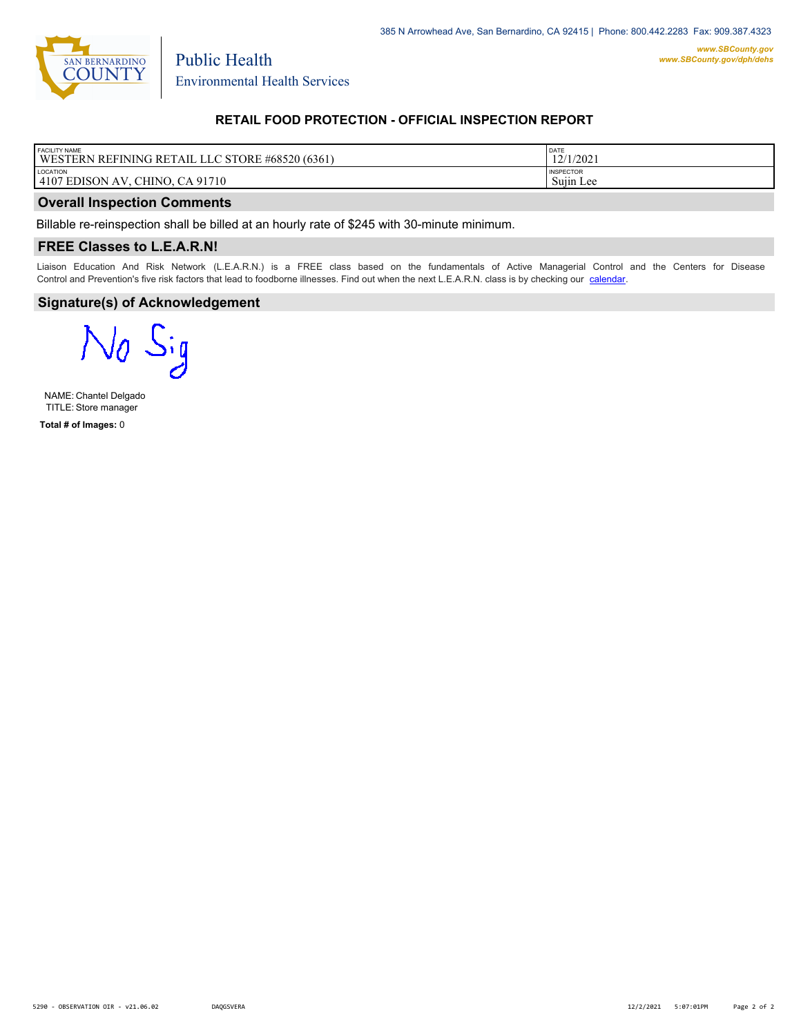385 N Arrowhead Ave, San Bernardino, CA 92415 | Phone: 800.442.2283 Fax: 909.387.4323

*www.SBCounty.gov*
*www.SBCounty.gov/dph/dehs*

San Bernardino County
Public Health
Environmental Health Services

## RETAIL FOOD PROTECTION - OFFICIAL INSPECTION REPORT

| | |
|---|---|
| FACILITY NAME<br>WESTERN REFINING RETAIL LLC STORE #68520 (6361) | DATE<br>12/1/2021 |
| LOCATION<br>4107 EDISON AV, CHINO, CA 91710 | INSPECTOR<br>Sujin Lee |

## Overall Inspection Comments

Billable re-reinspection shall be billed at an hourly rate of $245 with 30-minute minimum.

## FREE Classes to L.E.A.R.N!

Liaison Education And Risk Network (L.E.A.R.N.) is a FREE class based on the fundamentals of Active Managerial Control and the Centers for Disease Control and Prevention's five risk factors that lead to foodborne illnesses. Find out when the next L.E.A.R.N. class is by checking our calendar.

## Signature(s) of Acknowledgement

No Sig

NAME: Chantel Delgado
TITLE: Store manager

**Total # of Images:** 0

5290 - OBSERVATION OIR - v21.06.02 DAQGSVERA 12/2/2021 5:07:01PM